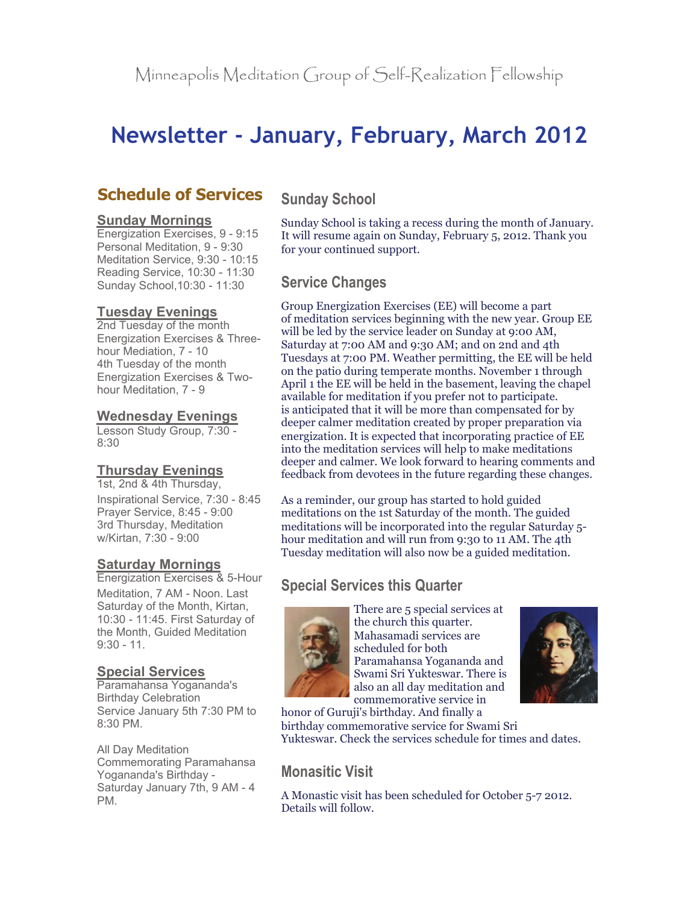Minneapolis Meditation Group of Self-Realization Fellowship

# Newsletter - January, February, March 2012

## Schedule of Services

### Sunday Mornings

Energization Exercises, 9 - 9:15
Personal Meditation, 9 - 9:30
Meditation Service, 9:30 - 10:15
Reading Service, 10:30 - 11:30
Sunday School,10:30 - 11:30

### Tuesday Evenings

2nd Tuesday of the month
Energization Exercises & Three-hour Mediation, 7 - 10
4th Tuesday of the month
Energization Exercises & Two-hour Meditation, 7 - 9

### Wednesday Evenings

Lesson Study Group, 7:30 - 8:30

### Thursday Evenings

1st, 2nd & 4th Thursday,
Inspirational Service, 7:30 - 8:45
Prayer Service, 8:45 - 9:00
3rd Thursday, Meditation w/Kirtan, 7:30 - 9:00

### Saturday Mornings

Energization Exercises & 5-Hour Meditation, 7 AM - Noon. Last Saturday of the Month, Kirtan, 10:30 - 11:45. First Saturday of the Month, Guided Meditation 9:30 - 11.

### Special Services

Paramahansa Yogananda's Birthday Celebration
Service January 5th 7:30 PM to 8:30 PM.

All Day Meditation Commemorating Paramahansa Yogananda's Birthday - Saturday January 7th, 9 AM - 4 PM.

## Sunday School

Sunday School is taking a recess during the month of January. It will resume again on Sunday, February 5, 2012. Thank you for your continued support.

## Service Changes

Group Energization Exercises (EE) will become a part of meditation services beginning with the new year. Group EE will be led by the service leader on Sunday at 9:00 AM, Saturday at 7:00 AM and 9:30 AM; and on 2nd and 4th Tuesdays at 7:00 PM. Weather permitting, the EE will be held on the patio during temperate months. November 1 through April 1 the EE will be held in the basement, leaving the chapel available for meditation if you prefer not to participate. is anticipated that it will be more than compensated for by deeper calmer meditation created by proper preparation via energization. It is expected that incorporating practice of EE into the meditation services will help to make meditations deeper and calmer. We look forward to hearing comments and feedback from devotees in the future regarding these changes.

As a reminder, our group has started to hold guided meditations on the 1st Saturday of the month. The guided meditations will be incorporated into the regular Saturday 5-hour meditation and will run from 9:30 to 11 AM. The 4th Tuesday meditation will also now be a guided meditation.

## Special Services this Quarter

There are 5 special services at the church this quarter. Mahasamadi services are scheduled for both Paramahansa Yogananda and Swami Sri Yukteswar. There is also an all day meditation and commemorative service in honor of Guruji's birthday. And finally a birthday commemorative service for Swami Sri Yukteswar. Check the services schedule for times and dates.

## Monasitic Visit

A Monastic visit has been scheduled for October 5-7 2012. Details will follow.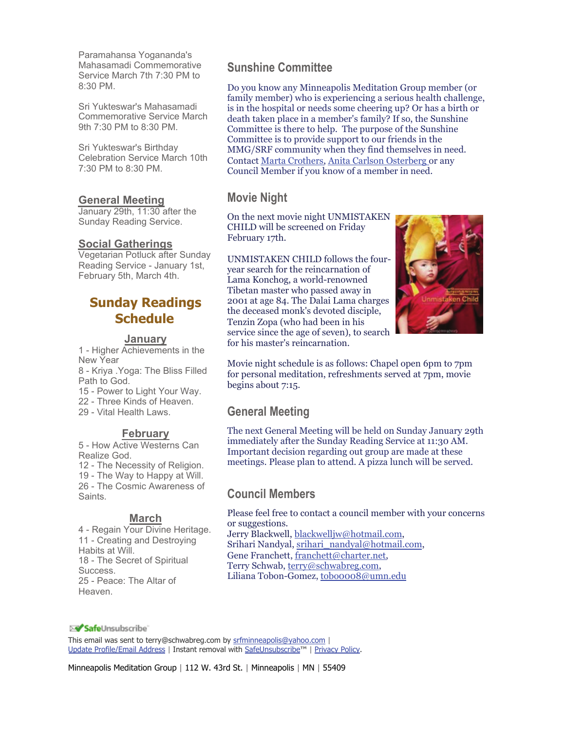Paramahansa Yogananda's Mahasamadi Commemorative Service March 7th 7:30 PM to 8:30 PM.

Sri Yukteswar's Mahasamadi Commemorative Service March 9th 7:30 PM to 8:30 PM.

Sri Yukteswar's Birthday Celebration Service March 10th 7:30 PM to 8:30 PM.

### General Meeting

January 29th, 11:30 after the Sunday Reading Service.

### Social Gatherings

Vegetarian Potluck after Sunday Reading Service - January 1st, February 5th, March 4th.

## Sunday Readings Schedule

### January

1 - Higher Achievements in the New Year
8 - Kriya .Yoga: The Bliss Filled Path to God.
15 - Power to Light Your Way.
22 - Three Kinds of Heaven.
29 - Vital Health Laws.

### February

5 - How Active Westerns Can Realize God.
12 - The Necessity of Religion.
19 - The Way to Happy at Will.
26 - The Cosmic Awareness of Saints.

### March

4 - Regain Your Divine Heritage.
11 - Creating and Destroying Habits at Will.
18 - The Secret of Spiritual Success.
25 - Peace: The Altar of Heaven.

## Sunshine Committee

Do you know any Minneapolis Meditation Group member (or family member) who is experiencing a serious health challenge, is in the hospital or needs some cheering up? Or has a birth or death taken place in a member's family? If so, the Sunshine Committee is there to help. The purpose of the Sunshine Committee is to provide support to our friends in the MMG/SRF community when they find themselves in need. Contact Marta Crothers, Anita Carlson Osterberg or any Council Member if you know of a member in need.

## Movie Night

On the next movie night UNMISTAKEN CHILD will be screened on Friday February 17th.

UNMISTAKEN CHILD follows the four-year search for the reincarnation of Lama Konchog, a world-renowned Tibetan master who passed away in 2001 at age 84. The Dalai Lama charges the deceased monk's devoted disciple, Tenzin Zopa (who had been in his service since the age of seven), to search for his master's reincarnation.

Movie night schedule is as follows: Chapel open 6pm to 7pm for personal meditation, refreshments served at 7pm, movie begins about 7:15.

## General Meeting

The next General Meeting will be held on Sunday January 29th immediately after the Sunday Reading Service at 11:30 AM. Important decision regarding out group are made at these meetings. Please plan to attend. A pizza lunch will be served.

## Council Members

Please feel free to contact a council member with your concerns or suggestions.
Jerry Blackwell, blackwelljw@hotmail.com,
Srihari Nandyal, srihari_nandyal@hotmail.com,
Gene Franchett, franchett@charter.net,
Terry Schwab, terry@schwabreg.com,
Liliana Tobon-Gomez, tobo0008@umn.edu

SafeUnsubscribe

This email was sent to terry@schwabreg.com by srfminneapolis@yahoo.com | Update Profile/Email Address | Instant removal with SafeUnsubscribe™ | Privacy Policy.

Minneapolis Meditation Group | 112 W. 43rd St. | Minneapolis | MN | 55409